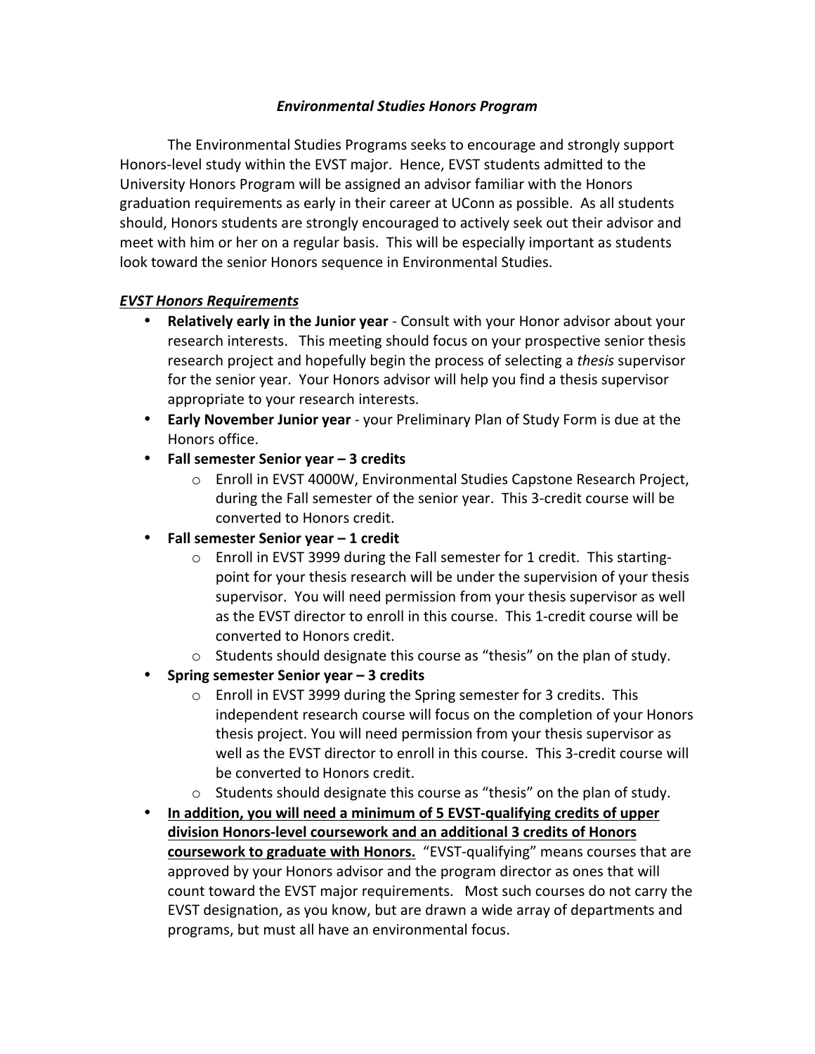# *Environmental Studies Honors Program*

The Environmental Studies Programs seeks to encourage and strongly support Honors-level study within the EVST major. Hence, EVST students admitted to the University Honors Program will be assigned an advisor familiar with the Honors graduation requirements as early in their career at UConn as possible. As all students should, Honors students are strongly encouraged to actively seek out their advisor and meet with him or her on a regular basis. This will be especially important as students look toward the senior Honors sequence in Environmental Studies.

## ***EVST Honors Requirements***

- **Relatively early in the Junior year** - Consult with your Honor advisor about your research interests. This meeting should focus on your prospective senior thesis research project and hopefully begin the process of selecting a *thesis* supervisor for the senior year. Your Honors advisor will help you find a thesis supervisor appropriate to your research interests.
- **Early November Junior year** - your Preliminary Plan of Study Form is due at the Honors office.
- **Fall semester Senior year – 3 credits**
  - Enroll in EVST 4000W, Environmental Studies Capstone Research Project, during the Fall semester of the senior year. This 3-credit course will be converted to Honors credit.
- **Fall semester Senior year – 1 credit**
  - Enroll in EVST 3999 during the Fall semester for 1 credit. This starting-point for your thesis research will be under the supervision of your thesis supervisor. You will need permission from your thesis supervisor as well as the EVST director to enroll in this course. This 1-credit course will be converted to Honors credit.
  - Students should designate this course as "thesis" on the plan of study.
- **Spring semester Senior year – 3 credits**
  - Enroll in EVST 3999 during the Spring semester for 3 credits. This independent research course will focus on the completion of your Honors thesis project. You will need permission from your thesis supervisor as well as the EVST director to enroll in this course. This 3-credit course will be converted to Honors credit.
  - Students should designate this course as "thesis" on the plan of study.
- **<u>In addition, you will need a minimum of 5 EVST-qualifying credits of upper division Honors-level coursework and an additional 3 credits of Honors coursework to graduate with Honors.</u>** "EVST-qualifying" means courses that are approved by your Honors advisor and the program director as ones that will count toward the EVST major requirements. Most such courses do not carry the EVST designation, as you know, but are drawn a wide array of departments and programs, but must all have an environmental focus.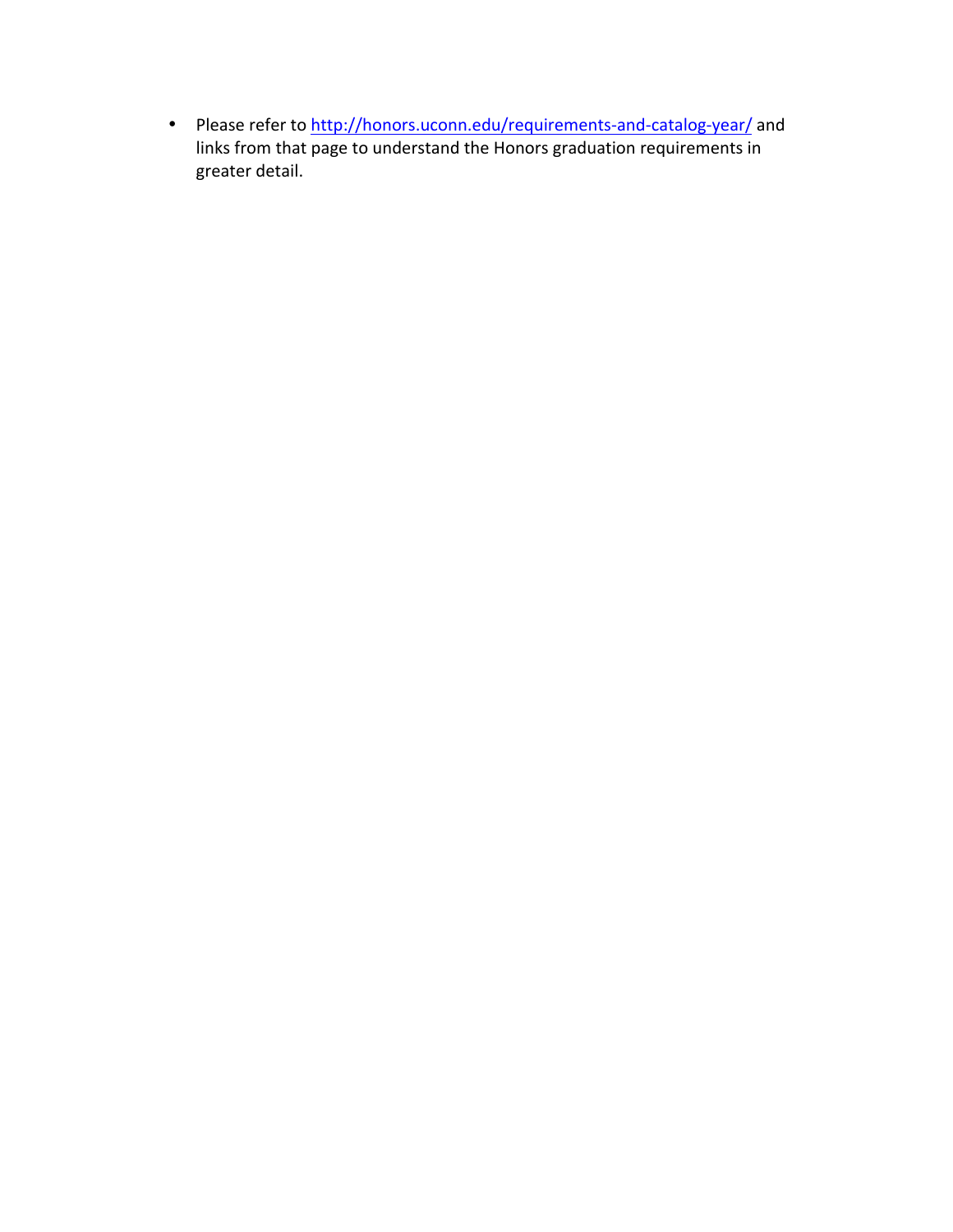- Please refer to [http://honors.uconn.edu/requirements-and-catalog-year/](http://honors.uconn.edu/requirements-and-catalog-year/) and links from that page to understand the Honors graduation requirements in greater detail.